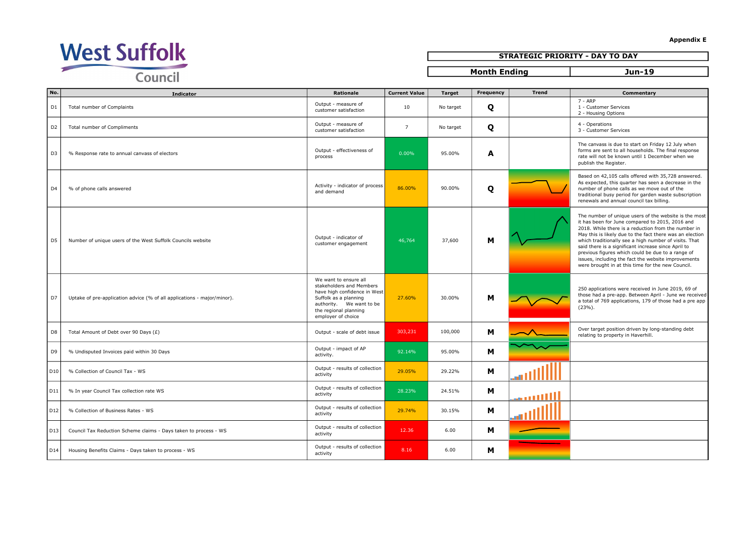**Appendix E**

West Suffolk Council

| STRATEGIC PRIORITY - DAY TO DAY | |
|---|---|
| **Month Ending** | **Jun-19** |

| No. | Indicator | Rationale | Current Value | Target | Frequency | Trend | Commentary |
|---|---|---|---|---|---|---|---|
| D1 | Total number of Complaints | Output - measure of customer satisfaction | 10 | No target | Q | | 7 - ARP<br>1 - Customer Services<br>2 - Housing Options |
| D2 | Total number of Compliments | Output - measure of customer satisfaction | 7 | No target | Q | | 4 - Operations<br>3 - Customer Services |
| D3 | % Response rate to annual canvass of electors | Output - effectiveness of process | 0.00% | 95.00% | A | | The canvass is due to start on Friday 12 July when forms are sent to all households. The final response rate will not be known until 1 December when we publish the Register. |
| D4 | % of phone calls answered | Activity - indicator of process and demand | 86.00% | 90.00% | Q | | Based on 42,105 calls offered with 35,728 answered. As expected, this quarter has seen a decrease in the number of phone calls as we move out of the traditional busy period for garden waste subscription renewals and annual council tax billing. |
| D5 | Number of unique users of the West Suffolk Councils website | Output - indicator of customer engagement | 46,764 | 37,600 | M | | The number of unique users of the website is the most it has been for June compared to 2015, 2016 and 2018. While there is a reduction from the number in May this is likely due to the fact there was an election which traditionally see a high number of visits. That said there is a significant increase since April to previous figures which could be due to a range of issues, including the fact the website improvements were brought in at this time for the new Council. |
| D7 | Uptake of pre-application advice (% of all applications - major/minor). | We want to ensure all stakeholders and Members have high confidence in West Suffolk as a planning authority. We want to be the regional planning employer of choice | 27.60% | 30.00% | M | | 250 applications were received in June 2019, 69 of those had a pre-app. Between April - June we received a total of 769 applications, 179 of those had a pre app (23%). |
| D8 | Total Amount of Debt over 90 Days (£) | Output - scale of debt issue | 303,231 | 100,000 | M | | Over target position driven by long-standing debt relating to property in Haverhill. |
| D9 | % Undisputed Invoices paid within 30 Days | Output - impact of AP activity. | 92.14% | 95.00% | M | | |
| D10 | % Collection of Council Tax - WS | Output - results of collection activity | 29.05% | 29.22% | M | | |
| D11 | % In year Council Tax collection rate WS | Output - results of collection activity | 28.23% | 24.51% | M | | |
| D12 | % Collection of Business Rates - WS | Output - results of collection activity | 29.74% | 30.15% | M | | |
| D13 | Council Tax Reduction Scheme claims - Days taken to process - WS | Output - results of collection activity | 12.36 | 6.00 | M | | |
| D14 | Housing Benefits Claims - Days taken to process - WS | Output - results of collection activity | 8.16 | 6.00 | M | | |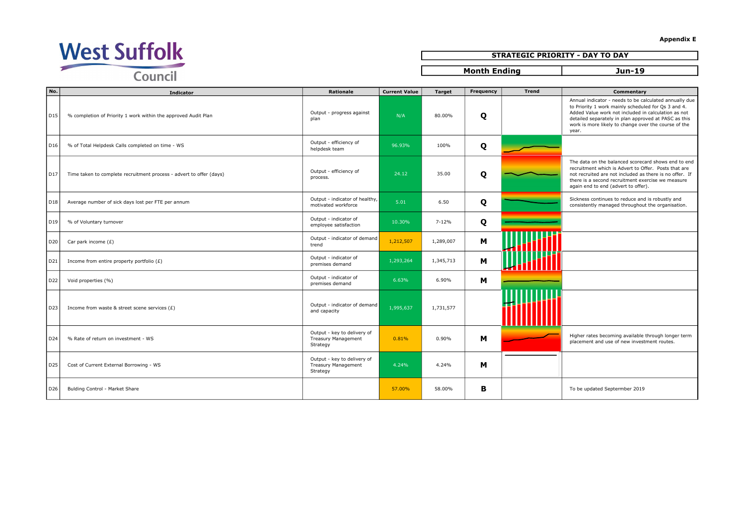West Suffolk Council

**Appendix E**

| STRATEGIC PRIORITY - DAY TO DAY | |
|---|---|
| **Month Ending** | **Jun-19** |

| No. | Indicator | Rationale | Current Value | Target | Frequency | Trend | Commentary |
|---|---|---|---|---|---|---|---|
| D15 | % completion of Priority 1 work within the approved Audit Plan | Output - progress against plan | N/A | 80.00% | Q | | Annual indicator - needs to be calculated annually due to Priority 1 work mainly scheduled for Qs 3 and 4. Added Value work not included in calculation as not detailed separately in plan approved at PASC as this work is more likely to change over the course of the year. |
| D16 | % of Total Helpdesk Calls completed on time - WS | Output - efficiency of helpdesk team | 96.93% | 100% | Q | | |
| D17 | Time taken to complete recruitment process - advert to offer (days) | Output - efficiency of process. | 24.12 | 35.00 | Q | | The data on the balanced scorecard shows end to end recruitment which is Advert to Offer. Posts that are not recruited are not included as there is no offer. If there is a second recruitment exercise we measure again end to end (advert to offer). |
| D18 | Average number of sick days lost per FTE per annum | Output - indicator of healthy, motivated workforce | 5.01 | 6.50 | Q | | Sickness continues to reduce and is robustly and consistently managed throughout the organisation. |
| D19 | % of Voluntary turnover | Output - indicator of employee satisfaction | 10.30% | 7-12% | Q | | |
| D20 | Car park income (£) | Output - indicator of demand trend | 1,212,507 | 1,289,007 | M | | |
| D21 | Income from entire property portfolio (£) | Output - indicator of premises demand | 1,293,264 | 1,345,713 | M | | |
| D22 | Void properties (%) | Output - indicator of premises demand | 6.63% | 6.90% | M | | |
| D23 | Income from waste & street scene services (£) | Output - indicator of demand and capacity | 1,995,637 | 1,731,577 | | | |
| D24 | % Rate of return on investment - WS | Output - key to delivery of Treasury Management Strategy | 0.81% | 0.90% | M | | Higher rates becoming available through longer term placement and use of new investment routes. |
| D25 | Cost of Current External Borrowing - WS | Output - key to delivery of Treasury Management Strategy | 4.24% | 4.24% | M | | |
| D26 | Bulding Control - Market Share | | 57.00% | 58.00% | B | | To be updated Septermber 2019 |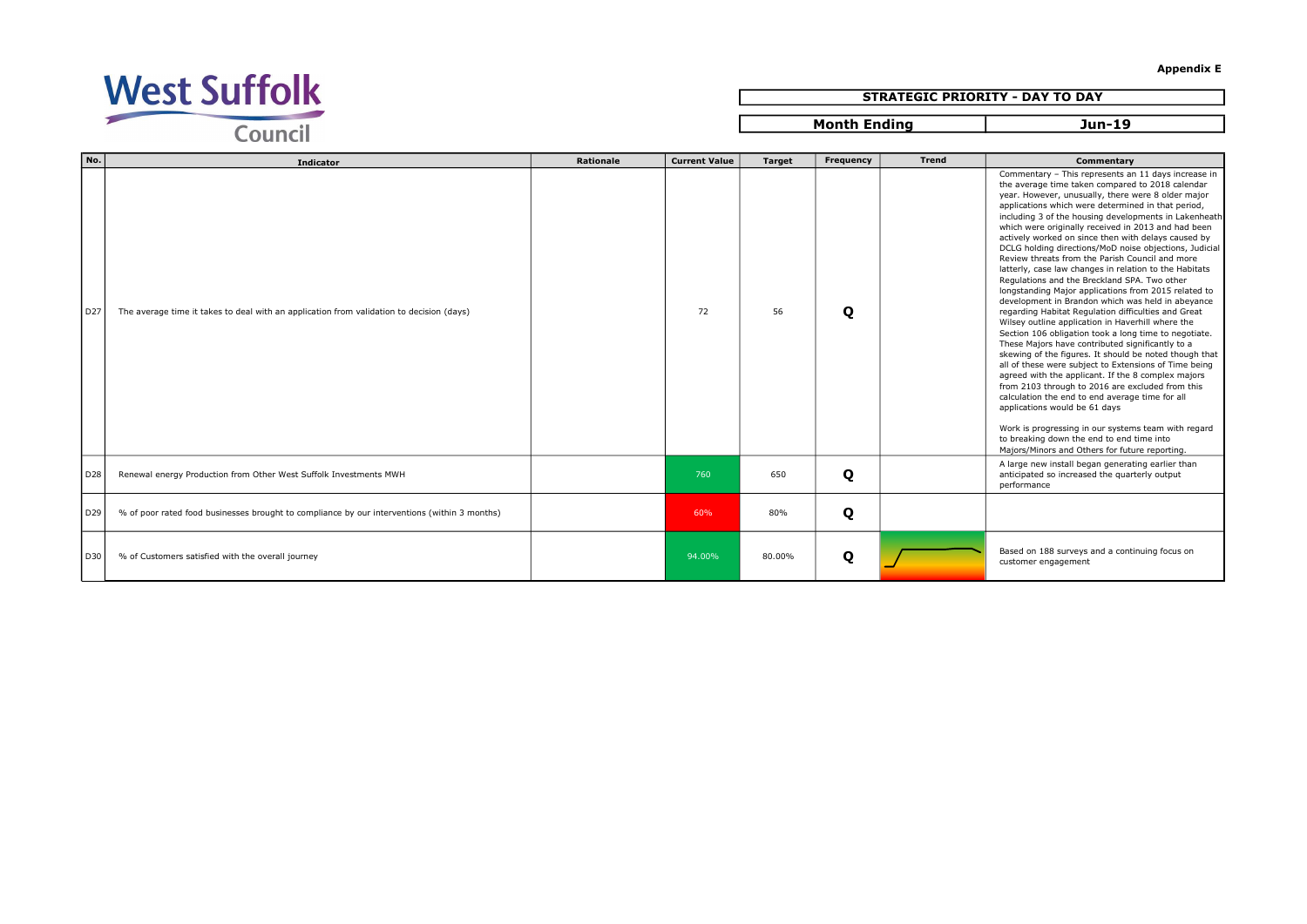**Appendix E**

# West Suffolk Council

**STRATEGIC PRIORITY - DAY TO DAY**

| **Month Ending** | **Jun-19** |
|---|---|

| No. | Indicator | Rationale | Current Value | Target | Frequency | Trend | Commentary |
|---|---|---|---|---|---|---|---|
| D27 | The average time it takes to deal with an application from validation to decision (days) | | 72 | 56 | Q | | Commentary – This represents an 11 days increase in the average time taken compared to 2018 calendar year. However, unusually, there were 8 older major applications which were determined in that period, including 3 of the housing developments in Lakenheath which were originally received in 2013 and had been actively worked on since then with delays caused by DCLG holding directions/MoD noise objections, Judicial Review threats from the Parish Council and more latterly, case law changes in relation to the Habitats Regulations and the Breckland SPA. Two other longstanding Major applications from 2015 related to development in Brandon which was held in abeyance regarding Habitat Regulation difficulties and Great Wilsey outline application in Haverhill where the Section 106 obligation took a long time to negotiate. These Majors have contributed significantly to a skewing of the figures. It should be noted though that all of these were subject to Extensions of Time being agreed with the applicant. If the 8 complex majors from 2103 through to 2016 are excluded from this calculation the end to end average time for all applications would be 61 days<br><br>Work is progressing in our systems team with regard to breaking down the end to end time into Majors/Minors and Others for future reporting. |
| D28 | Renewal energy Production from Other West Suffolk Investments MWH | | 760 | 650 | Q | | A large new install began generating earlier than anticipated so increased the quarterly output performance |
| D29 | % of poor rated food businesses brought to compliance by our interventions (within 3 months) | | 60% | 80% | Q | | |
| D30 | % of Customers satisfied with the overall journey | | 94.00% | 80.00% | Q | | Based on 188 surveys and a continuing focus on customer engagement |